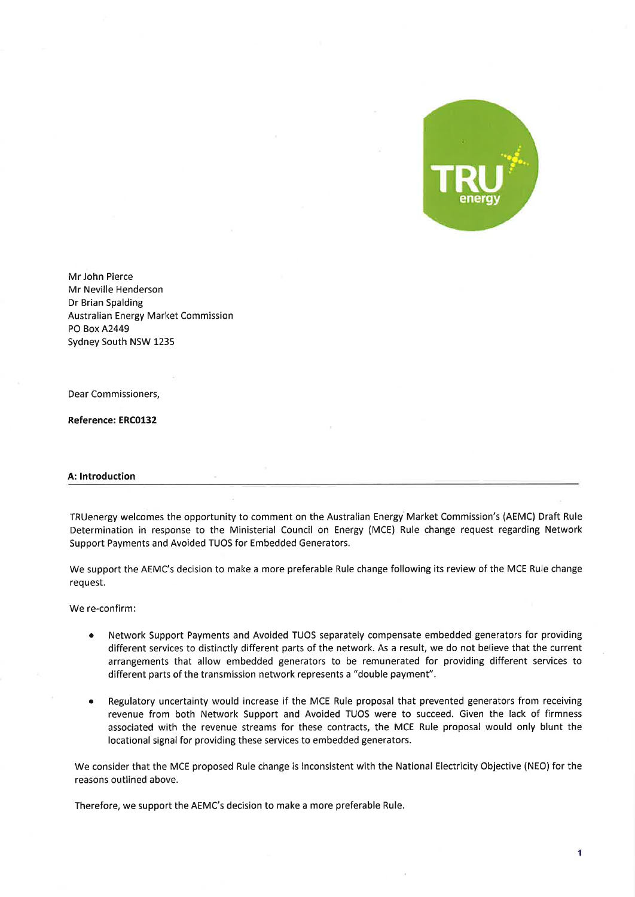Mr John Pierce
Mr Neville Henderson
Dr Brian Spalding
Australian Energy Market Commission
PO Box A2449
Sydney South NSW 1235

Dear Commissioners,

**Reference: ERC0132**

## A: Introduction

TRUenergy welcomes the opportunity to comment on the Australian Energy Market Commission's (AEMC) Draft Rule Determination in response to the Ministerial Council on Energy (MCE) Rule change request regarding Network Support Payments and Avoided TUOS for Embedded Generators.

We support the AEMC's decision to make a more preferable Rule change following its review of the MCE Rule change request.

We re-confirm:

- Network Support Payments and Avoided TUOS separately compensate embedded generators for providing different services to distinctly different parts of the network. As a result, we do not believe that the current arrangements that allow embedded generators to be remunerated for providing different services to different parts of the transmission network represents a "double payment".
- Regulatory uncertainty would increase if the MCE Rule proposal that prevented generators from receiving revenue from both Network Support and Avoided TUOS were to succeed. Given the lack of firmness associated with the revenue streams for these contracts, the MCE Rule proposal would only blunt the locational signal for providing these services to embedded generators.

We consider that the MCE proposed Rule change is inconsistent with the National Electricity Objective (NEO) for the reasons outlined above.

Therefore, we support the AEMC's decision to make a more preferable Rule.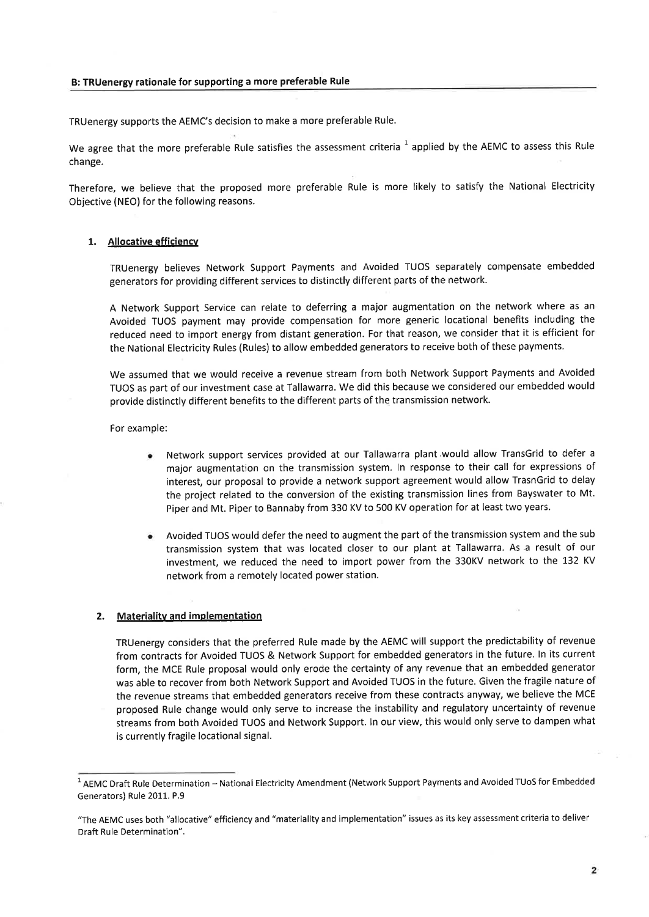## B: TRUenergy rationale for supporting a more preferable Rule

TRUenergy supports the AEMC's decision to make a more preferable Rule.

We agree that the more preferable Rule satisfies the assessment criteria [1] applied by the AEMC to assess this Rule change.

Therefore, we believe that the proposed more preferable Rule is more likely to satisfy the National Electricity Objective (NEO) for the following reasons.

### 1. Allocative efficiency

TRUenergy believes Network Support Payments and Avoided TUOS separately compensate embedded generators for providing different services to distinctly different parts of the network.

A Network Support Service can relate to deferring a major augmentation on the network where as an Avoided TUOS payment may provide compensation for more generic locational benefits including the reduced need to import energy from distant generation. For that reason, we consider that it is efficient for the National Electricity Rules (Rules) to allow embedded generators to receive both of these payments.

We assumed that we would receive a revenue stream from both Network Support Payments and Avoided TUOS as part of our investment case at Tallawarra. We did this because we considered our embedded would provide distinctly different benefits to the different parts of the transmission network.

For example:

- Network support services provided at our Tallawarra plant would allow TransGrid to defer a major augmentation on the transmission system. In response to their call for expressions of interest, our proposal to provide a network support agreement would allow TrasnGrid to delay the project related to the conversion of the existing transmission lines from Bayswater to Mt. Piper and Mt. Piper to Bannaby from 330 KV to 500 KV operation for at least two years.
- Avoided TUOS would defer the need to augment the part of the transmission system and the sub transmission system that was located closer to our plant at Tallawarra. As a result of our investment, we reduced the need to import power from the 330KV network to the 132 KV network from a remotely located power station.

### 2. Materiality and implementation

TRUenergy considers that the preferred Rule made by the AEMC will support the predictability of revenue from contracts for Avoided TUOS & Network Support for embedded generators in the future. In its current form, the MCE Rule proposal would only erode the certainty of any revenue that an embedded generator was able to recover from both Network Support and Avoided TUOS in the future. Given the fragile nature of the revenue streams that embedded generators receive from these contracts anyway, we believe the MCE proposed Rule change would only serve to increase the instability and regulatory uncertainty of revenue streams from both Avoided TUOS and Network Support. In our view, this would only serve to dampen what is currently fragile locational signal.

---

[1] AEMC Draft Rule Determination – National Electricity Amendment (Network Support Payments and Avoided TUoS for Embedded Generators) Rule 2011. P.9

"The AEMC uses both "allocative" efficiency and "materiality and implementation" issues as its key assessment criteria to deliver Draft Rule Determination".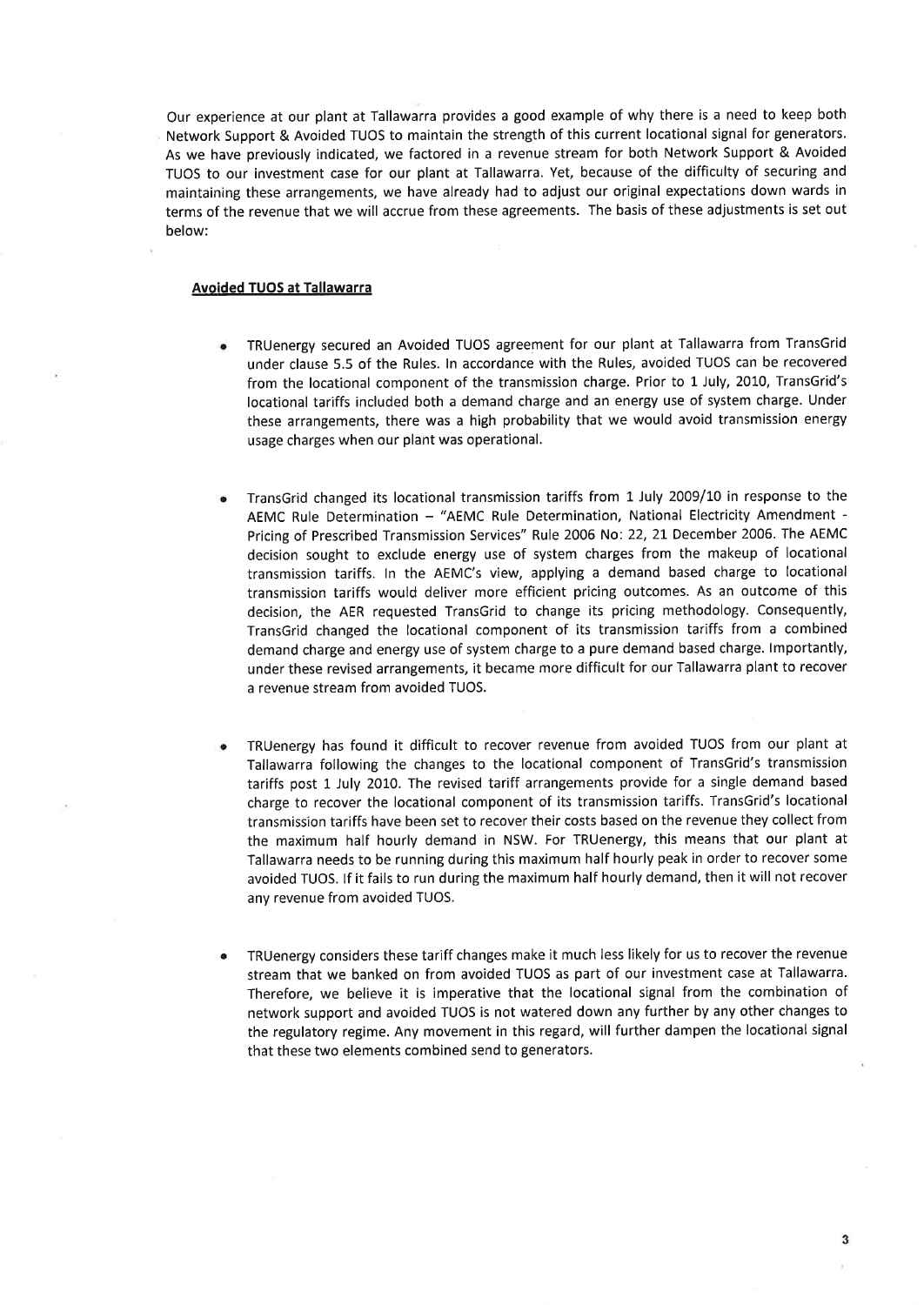Our experience at our plant at Tallawarra provides a good example of why there is a need to keep both Network Support & Avoided TUOS to maintain the strength of this current locational signal for generators. As we have previously indicated, we factored in a revenue stream for both Network Support & Avoided TUOS to our investment case for our plant at Tallawarra. Yet, because of the difficulty of securing and maintaining these arrangements, we have already had to adjust our original expectations down wards in terms of the revenue that we will accrue from these agreements. The basis of these adjustments is set out below:

**Avoided TUOS at Tallawarra**

- TRUenergy secured an Avoided TUOS agreement for our plant at Tallawarra from TransGrid under clause 5.5 of the Rules. In accordance with the Rules, avoided TUOS can be recovered from the locational component of the transmission charge. Prior to 1 July, 2010, TransGrid's locational tariffs included both a demand charge and an energy use of system charge. Under these arrangements, there was a high probability that we would avoid transmission energy usage charges when our plant was operational.

- TransGrid changed its locational transmission tariffs from 1 July 2009/10 in response to the AEMC Rule Determination – "AEMC Rule Determination, National Electricity Amendment - Pricing of Prescribed Transmission Services" Rule 2006 No: 22, 21 December 2006. The AEMC decision sought to exclude energy use of system charges from the makeup of locational transmission tariffs. In the AEMC's view, applying a demand based charge to locational transmission tariffs would deliver more efficient pricing outcomes. As an outcome of this decision, the AER requested TransGrid to change its pricing methodology. Consequently, TransGrid changed the locational component of its transmission tariffs from a combined demand charge and energy use of system charge to a pure demand based charge. Importantly, under these revised arrangements, it became more difficult for our Tallawarra plant to recover a revenue stream from avoided TUOS.

- TRUenergy has found it difficult to recover revenue from avoided TUOS from our plant at Tallawarra following the changes to the locational component of TransGrid's transmission tariffs post 1 July 2010. The revised tariff arrangements provide for a single demand based charge to recover the locational component of its transmission tariffs. TransGrid's locational transmission tariffs have been set to recover their costs based on the revenue they collect from the maximum half hourly demand in NSW. For TRUenergy, this means that our plant at Tallawarra needs to be running during this maximum half hourly peak in order to recover some avoided TUOS. If it fails to run during the maximum half hourly demand, then it will not recover any revenue from avoided TUOS.

- TRUenergy considers these tariff changes make it much less likely for us to recover the revenue stream that we banked on from avoided TUOS as part of our investment case at Tallawarra. Therefore, we believe it is imperative that the locational signal from the combination of network support and avoided TUOS is not watered down any further by any other changes to the regulatory regime. Any movement in this regard, will further dampen the locational signal that these two elements combined send to generators.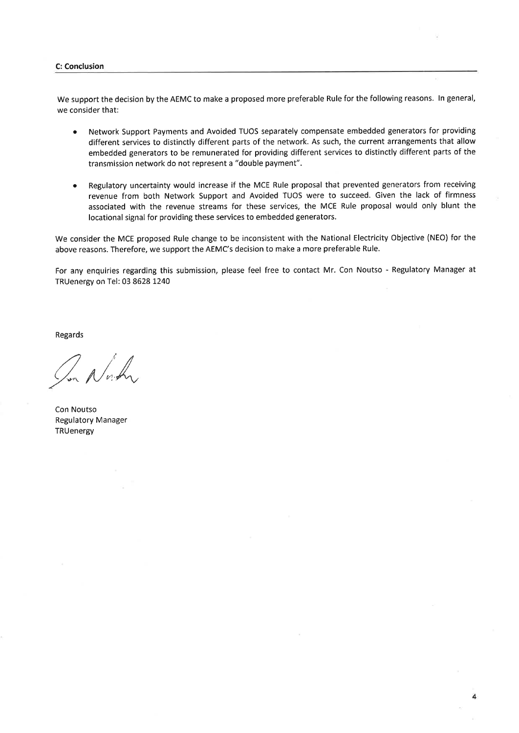**C: Conclusion**

We support the decision by the AEMC to make a proposed more preferable Rule for the following reasons. In general, we consider that:

- Network Support Payments and Avoided TUOS separately compensate embedded generators for providing different services to distinctly different parts of the network. As such, the current arrangements that allow embedded generators to be remunerated for providing different services to distinctly different parts of the transmission network do not represent a "double payment".

- Regulatory uncertainty would increase if the MCE Rule proposal that prevented generators from receiving revenue from both Network Support and Avoided TUOS were to succeed. Given the lack of firmness associated with the revenue streams for these services, the MCE Rule proposal would only blunt the locational signal for providing these services to embedded generators.

We consider the MCE proposed Rule change to be inconsistent with the National Electricity Objective (NEO) for the above reasons. Therefore, we support the AEMC's decision to make a more preferable Rule.

For any enquiries regarding this submission, please feel free to contact Mr. Con Noutso - Regulatory Manager at TRUenergy on Tel: 03 8628 1240

Regards

Con Noutso
Regulatory Manager
TRUenergy